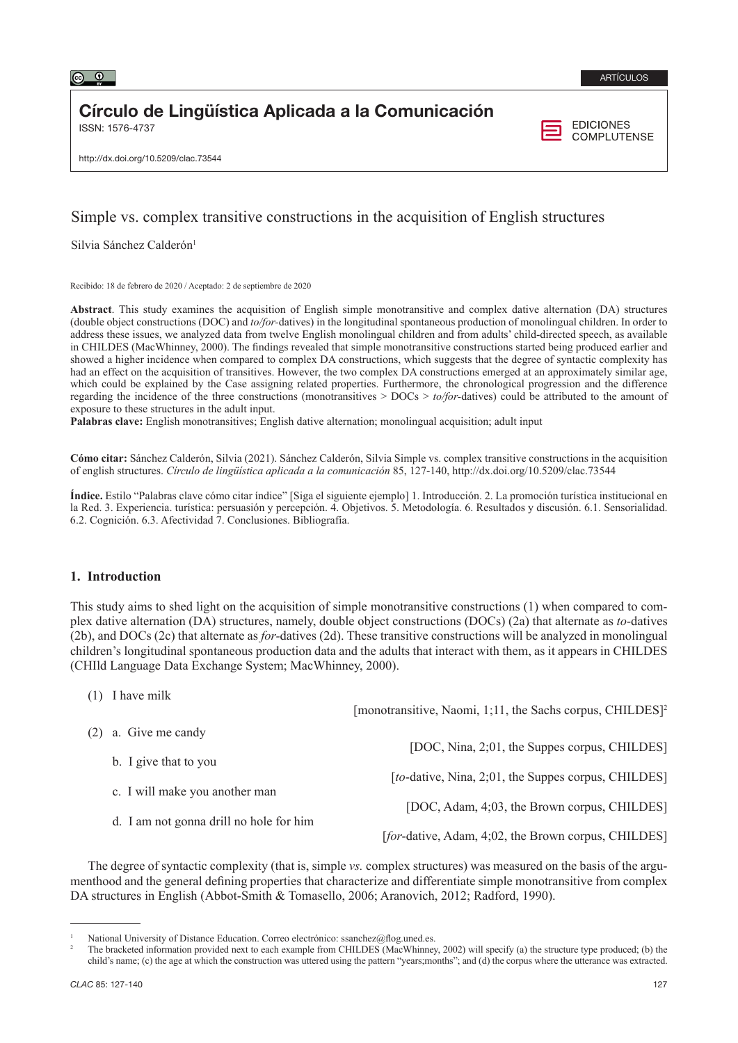ARTÍCULOS

**Círculo de Lingüística Aplicada a la Comunicación**
ISSN: 1576-4737

EDICIONES COMPLUTENSE

http://dx.doi.org/10.5209/clac.73544

# Simple vs. complex transitive constructions in the acquisition of English structures

Silvia Sánchez Calderón[1]

Recibido: 18 de febrero de 2020 / Aceptado: 2 de septiembre de 2020

**Abstract**. This study examines the acquisition of English simple monotransitive and complex dative alternation (DA) structures (double object constructions (DOC) and *to/for*-datives) in the longitudinal spontaneous production of monolingual children. In order to address these issues, we analyzed data from twelve English monolingual children and from adults' child-directed speech, as available in CHILDES (MacWhinney, 2000). The findings revealed that simple monotransitive constructions started being produced earlier and showed a higher incidence when compared to complex DA constructions, which suggests that the degree of syntactic complexity has had an effect on the acquisition of transitives. However, the two complex DA constructions emerged at an approximately similar age, which could be explained by the Case assigning related properties. Furthermore, the chronological progression and the difference regarding the incidence of the three constructions (monotransitives > DOCs > *to/for*-datives) could be attributed to the amount of exposure to these structures in the adult input.
**Palabras clave:** English monotransitives; English dative alternation; monolingual acquisition; adult input

**Cómo citar:** Sánchez Calderón, Silvia (2021). Sánchez Calderón, Silvia Simple vs. complex transitive constructions in the acquisition of english structures. *Círculo de lingüística aplicada a la comunicación* 85, 127-140, http://dx.doi.org/10.5209/clac.73544

**Índice.** Estilo "Palabras clave cómo citar índice" [Siga el siguiente ejemplo] 1. Introducción. 2. La promoción turística institucional en la Red. 3. Experiencia. turística: persuasión y percepción. 4. Objetivos. 5. Metodología. 6. Resultados y discusión. 6.1. Sensorialidad. 6.2. Cognición. 6.3. Afectividad 7. Conclusiones. Bibliografía.

## 1. Introduction

This study aims to shed light on the acquisition of simple monotransitive constructions (1) when compared to complex dative alternation (DA) structures, namely, double object constructions (DOCs) (2a) that alternate as *to*-datives (2b), and DOCs (2c) that alternate as *for*-datives (2d). These transitive constructions will be analyzed in monolingual children's longitudinal spontaneous production data and the adults that interact with them, as it appears in CHILDES (CHIld Language Data Exchange System; MacWhinney, 2000).

(1) I have milk
[monotransitive, Naomi, 1;11, the Sachs corpus, CHILDES][2]

(2) a. Give me candy
[DOC, Nina, 2;01, the Suppes corpus, CHILDES]

b. I give that to you
[*to*-dative, Nina, 2;01, the Suppes corpus, CHILDES]

c. I will make you another man
[DOC, Adam, 4;03, the Brown corpus, CHILDES]

d. I am not gonna drill no hole for him
[*for*-dative, Adam, 4;02, the Brown corpus, CHILDES]

The degree of syntactic complexity (that is, simple *vs.* complex structures) was measured on the basis of the argumenthood and the general defining properties that characterize and differentiate simple monotransitive from complex DA structures in English (Abbot-Smith & Tomasello, 2006; Aranovich, 2012; Radford, 1990).

[1] National University of Distance Education. Correo electrónico: ssanchez@flog.uned.es.

[2] The bracketed information provided next to each example from CHILDES (MacWhinney, 2002) will specify (a) the structure type produced; (b) the child's name; (c) the age at which the construction was uttered using the pattern "years;months"; and (d) the corpus where the utterance was extracted.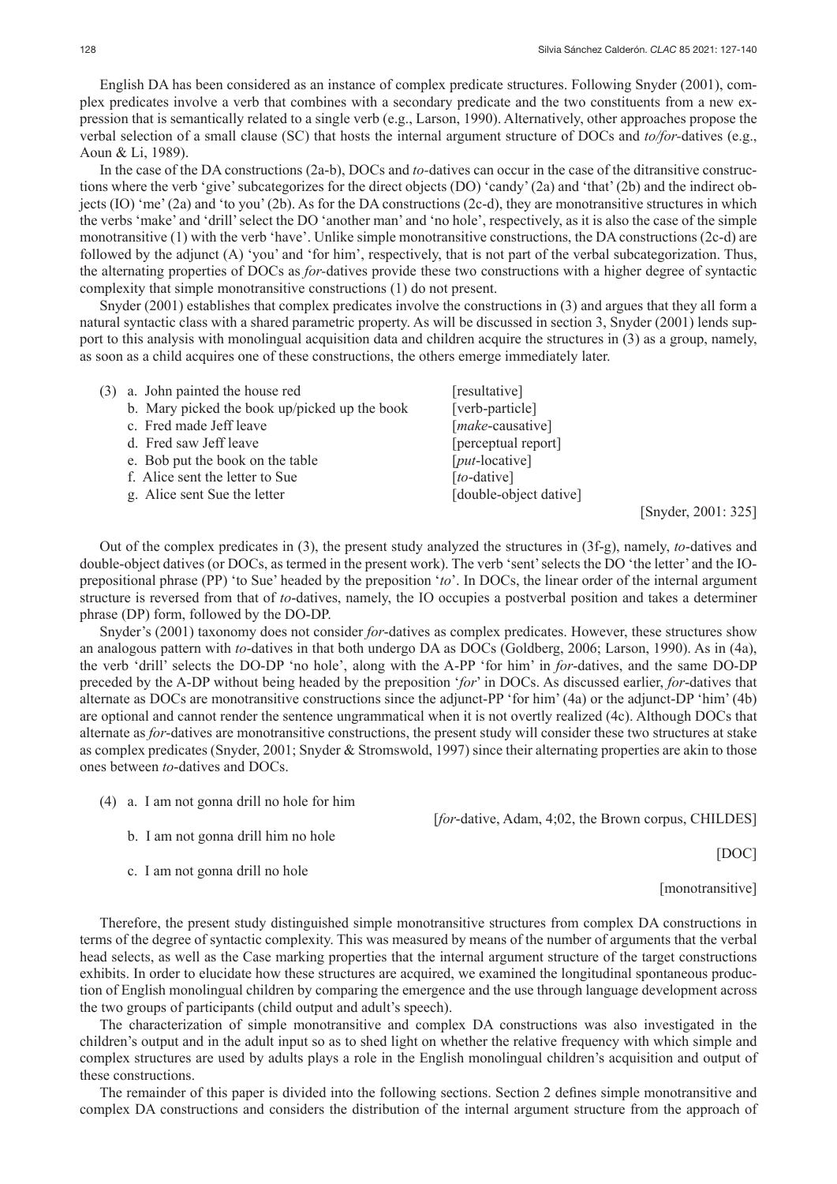English DA has been considered as an instance of complex predicate structures. Following Snyder (2001), complex predicates involve a verb that combines with a secondary predicate and the two constituents from a new expression that is semantically related to a single verb (e.g., Larson, 1990). Alternatively, other approaches propose the verbal selection of a small clause (SC) that hosts the internal argument structure of DOCs and *to/for*-datives (e.g., Aoun & Li, 1989).

In the case of the DA constructions (2a-b), DOCs and *to*-datives can occur in the case of the ditransitive constructions where the verb 'give' subcategorizes for the direct objects (DO) 'candy' (2a) and 'that' (2b) and the indirect objects (IO) 'me' (2a) and 'to you' (2b). As for the DA constructions (2c-d), they are monotransitive structures in which the verbs 'make' and 'drill' select the DO 'another man' and 'no hole', respectively, as it is also the case of the simple monotransitive (1) with the verb 'have'. Unlike simple monotransitive constructions, the DA constructions (2c-d) are followed by the adjunct (A) 'you' and 'for him', respectively, that is not part of the verbal subcategorization. Thus, the alternating properties of DOCs as *for*-datives provide these two constructions with a higher degree of syntactic complexity that simple monotransitive constructions (1) do not present.

Snyder (2001) establishes that complex predicates involve the constructions in (3) and argues that they all form a natural syntactic class with a shared parametric property. As will be discussed in section 3, Snyder (2001) lends support to this analysis with monolingual acquisition data and children acquire the structures in (3) as a group, namely, as soon as a child acquires one of these constructions, the others emerge immediately later.

(3) a. John painted the house red [resultative]
  b. Mary picked the book up/picked up the book [verb-particle]
  c. Fred made Jeff leave [*make*-causative]
  d. Fred saw Jeff leave [perceptual report]
  e. Bob put the book on the table [*put*-locative]
  f. Alice sent the letter to Sue [*to*-dative]
  g. Alice sent Sue the letter [double-object dative]

[Snyder, 2001: 325]

Out of the complex predicates in (3), the present study analyzed the structures in (3f-g), namely, *to*-datives and double-object datives (or DOCs, as termed in the present work). The verb 'sent' selects the DO 'the letter' and the IO-prepositional phrase (PP) 'to Sue' headed by the preposition '*to*'. In DOCs, the linear order of the internal argument structure is reversed from that of *to*-datives, namely, the IO occupies a postverbal position and takes a determiner phrase (DP) form, followed by the DO-DP.

Snyder's (2001) taxonomy does not consider *for*-datives as complex predicates. However, these structures show an analogous pattern with *to*-datives in that both undergo DA as DOCs (Goldberg, 2006; Larson, 1990). As in (4a), the verb 'drill' selects the DO-DP 'no hole', along with the A-PP 'for him' in *for*-datives, and the same DO-DP preceded by the A-DP without being headed by the preposition '*for*' in DOCs. As discussed earlier, *for*-datives that alternate as DOCs are monotransitive constructions since the adjunct-PP 'for him' (4a) or the adjunct-DP 'him' (4b) are optional and cannot render the sentence ungrammatical when it is not overtly realized (4c). Although DOCs that alternate as *for*-datives are monotransitive constructions, the present study will consider these two structures at stake as complex predicates (Snyder, 2001; Snyder & Stromswold, 1997) since their alternating properties are akin to those ones between *to*-datives and DOCs.

(4) a. I am not gonna drill no hole for him [*for*-dative, Adam, 4;02, the Brown corpus, CHILDES]
  b. I am not gonna drill him no hole [DOC]
  c. I am not gonna drill no hole [monotransitive]

Therefore, the present study distinguished simple monotransitive structures from complex DA constructions in terms of the degree of syntactic complexity. This was measured by means of the number of arguments that the verbal head selects, as well as the Case marking properties that the internal argument structure of the target constructions exhibits. In order to elucidate how these structures are acquired, we examined the longitudinal spontaneous production of English monolingual children by comparing the emergence and the use through language development across the two groups of participants (child output and adult's speech).

The characterization of simple monotransitive and complex DA constructions was also investigated in the children's output and in the adult input so as to shed light on whether the relative frequency with which simple and complex structures are used by adults plays a role in the English monolingual children's acquisition and output of these constructions.

The remainder of this paper is divided into the following sections. Section 2 defines simple monotransitive and complex DA constructions and considers the distribution of the internal argument structure from the approach of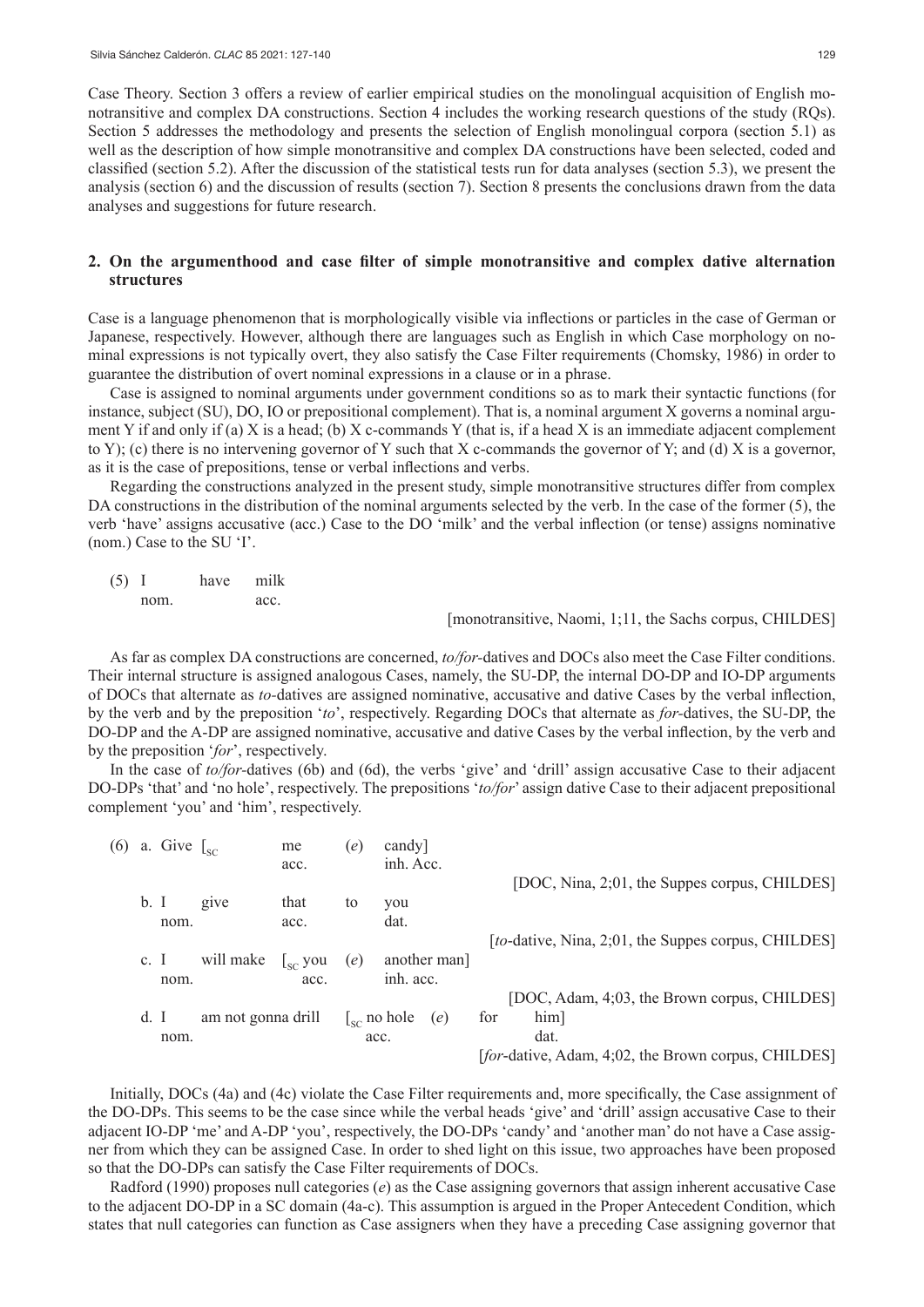Case Theory. Section 3 offers a review of earlier empirical studies on the monolingual acquisition of English monotransitive and complex DA constructions. Section 4 includes the working research questions of the study (RQs). Section 5 addresses the methodology and presents the selection of English monolingual corpora (section 5.1) as well as the description of how simple monotransitive and complex DA constructions have been selected, coded and classified (section 5.2). After the discussion of the statistical tests run for data analyses (section 5.3), we present the analysis (section 6) and the discussion of results (section 7). Section 8 presents the conclusions drawn from the data analyses and suggestions for future research.

## 2. On the argumenthood and case filter of simple monotransitive and complex dative alternation structures

Case is a language phenomenon that is morphologically visible via inflections or particles in the case of German or Japanese, respectively. However, although there are languages such as English in which Case morphology on nominal expressions is not typically overt, they also satisfy the Case Filter requirements (Chomsky, 1986) in order to guarantee the distribution of overt nominal expressions in a clause or in a phrase.

Case is assigned to nominal arguments under government conditions so as to mark their syntactic functions (for instance, subject (SU), DO, IO or prepositional complement). That is, a nominal argument X governs a nominal argument Y if and only if (a) X is a head; (b) X c-commands Y (that is, if a head X is an immediate adjacent complement to Y); (c) there is no intervening governor of Y such that X c-commands the governor of Y; and (d) X is a governor, as it is the case of prepositions, tense or verbal inflections and verbs.

Regarding the constructions analyzed in the present study, simple monotransitive structures differ from complex DA constructions in the distribution of the nominal arguments selected by the verb. In the case of the former (5), the verb 'have' assigns accusative (acc.) Case to the DO 'milk' and the verbal inflection (or tense) assigns nominative (nom.) Case to the SU 'I'.

(5) I have milk
    nom. acc.
[monotransitive, Naomi, 1;11, the Sachs corpus, CHILDES]

As far as complex DA constructions are concerned, *to/for*-datives and DOCs also meet the Case Filter conditions. Their internal structure is assigned analogous Cases, namely, the SU-DP, the internal DO-DP and IO-DP arguments of DOCs that alternate as *to*-datives are assigned nominative, accusative and dative Cases by the verbal inflection, by the verb and by the preposition '*to*', respectively. Regarding DOCs that alternate as *for*-datives, the SU-DP, the DO-DP and the A-DP are assigned nominative, accusative and dative Cases by the verbal inflection, by the verb and by the preposition '*for*', respectively.

In the case of *to/for*-datives (6b) and (6d), the verbs 'give' and 'drill' assign accusative Case to their adjacent DO-DPs 'that' and 'no hole', respectively. The prepositions '*to/for*' assign dative Case to their adjacent prepositional complement 'you' and 'him', respectively.

(6) a. Give [$_{SC}$ me (*e*) candy]
    acc. inh. Acc.
[DOC, Nina, 2;01, the Suppes corpus, CHILDES]

b. I give that to you
   nom. acc. dat.
[*to*-dative, Nina, 2;01, the Suppes corpus, CHILDES]

c. I will make [$_{SC}$ you (*e*) another man]
   nom. acc. inh. acc.
[DOC, Adam, 4;03, the Brown corpus, CHILDES]

d. I am not gonna drill [$_{SC}$ no hole (*e*) for him]
   nom. acc. dat.
[*for*-dative, Adam, 4;02, the Brown corpus, CHILDES]

Initially, DOCs (4a) and (4c) violate the Case Filter requirements and, more specifically, the Case assignment of the DO-DPs. This seems to be the case since while the verbal heads 'give' and 'drill' assign accusative Case to their adjacent IO-DP 'me' and A-DP 'you', respectively, the DO-DPs 'candy' and 'another man' do not have a Case assigner from which they can be assigned Case. In order to shed light on this issue, two approaches have been proposed so that the DO-DPs can satisfy the Case Filter requirements of DOCs.

Radford (1990) proposes null categories (*e*) as the Case assigning governors that assign inherent accusative Case to the adjacent DO-DP in a SC domain (4a-c). This assumption is argued in the Proper Antecedent Condition, which states that null categories can function as Case assigners when they have a preceding Case assigning governor that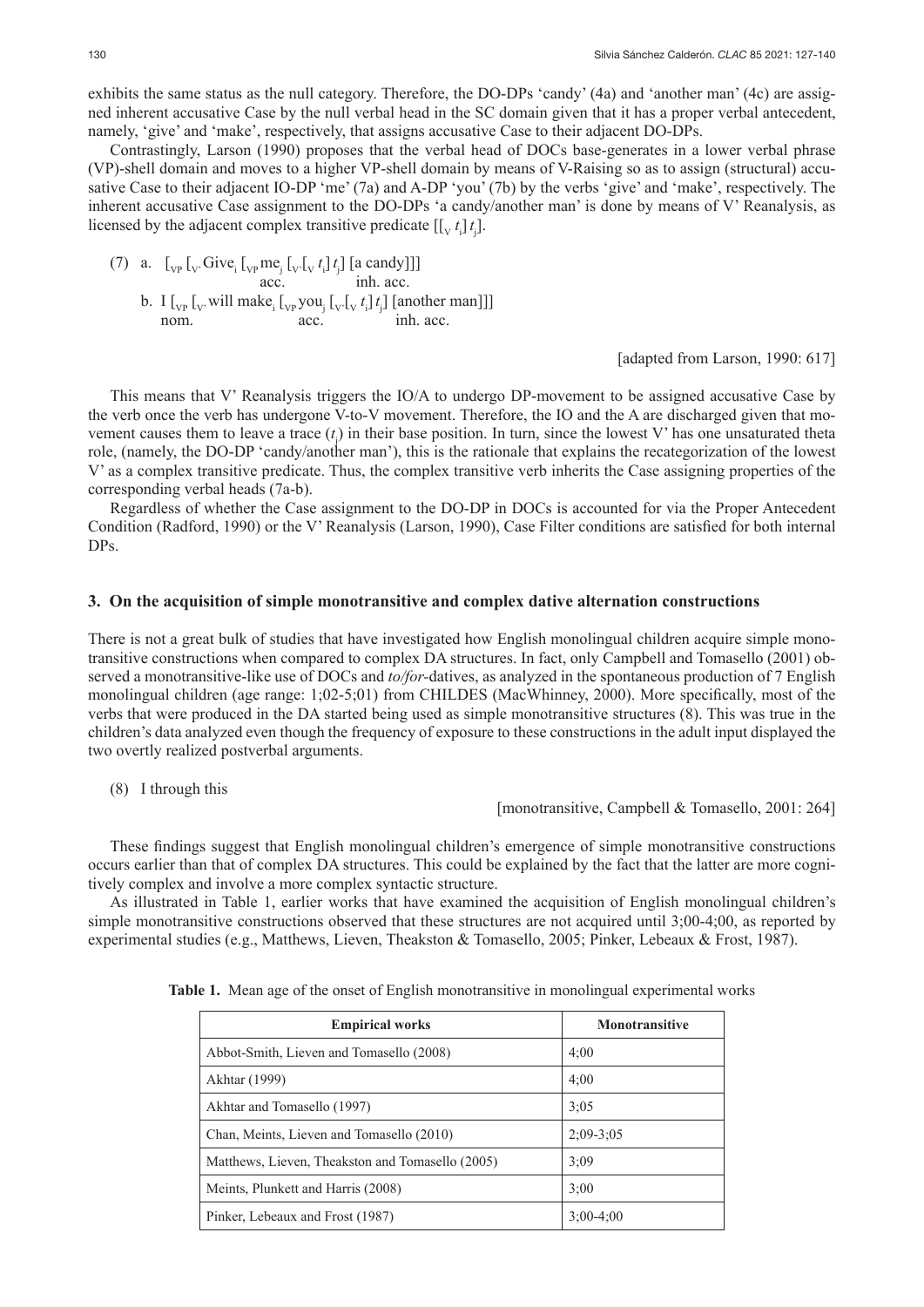exhibits the same status as the null category. Therefore, the DO-DPs 'candy' (4a) and 'another man' (4c) are assigned inherent accusative Case by the null verbal head in the SC domain given that it has a proper verbal antecedent, namely, 'give' and 'make', respectively, that assigns accusative Case to their adjacent DO-DPs.

Contrastingly, Larson (1990) proposes that the verbal head of DOCs base-generates in a lower verbal phrase (VP)-shell domain and moves to a higher VP-shell domain by means of V-Raising so as to assign (structural) accusative Case to their adjacent IO-DP 'me' (7a) and A-DP 'you' (7b) by the verbs 'give' and 'make', respectively. The inherent accusative Case assignment to the DO-DPs 'a candy/another man' is done by means of V' Reanalysis, as licensed by the adjacent complex transitive predicate $[[_{V}\ t_{i}]\ t_{j}]$.

(7) a. $[_{VP}\ [_{V'}$ Give$_{i}$ $[_{VP}$ me$_{j}$ $[_{V'}[_{V}\ t_{i}]\ t_{j}]$ [a candy]]]
acc. inh. acc.

b. I $[_{VP}\ [_{V'}$ will make$_{i}$ $[_{VP}$ you$_{j}$ $[_{V'}[_{V}\ t_{i}]\ t_{j}]$ [another man]]]
nom. acc. inh. acc.

[adapted from Larson, 1990: 617]

This means that V' Reanalysis triggers the IO/A to undergo DP-movement to be assigned accusative Case by the verb once the verb has undergone V-to-V movement. Therefore, the IO and the A are discharged given that movement causes them to leave a trace ($t_{j}$) in their base position. In turn, since the lowest V' has one unsaturated theta role, (namely, the DO-DP 'candy/another man'), this is the rationale that explains the recategorization of the lowest V' as a complex transitive predicate. Thus, the complex transitive verb inherits the Case assigning properties of the corresponding verbal heads (7a-b).

Regardless of whether the Case assignment to the DO-DP in DOCs is accounted for via the Proper Antecedent Condition (Radford, 1990) or the V' Reanalysis (Larson, 1990), Case Filter conditions are satisfied for both internal DPs.

## 3. On the acquisition of simple monotransitive and complex dative alternation constructions

There is not a great bulk of studies that have investigated how English monolingual children acquire simple monotransitive constructions when compared to complex DA structures. In fact, only Campbell and Tomasello (2001) observed a monotransitive-like use of DOCs and *to/for*-datives, as analyzed in the spontaneous production of 7 English monolingual children (age range: 1;02-5;01) from CHILDES (MacWhinney, 2000). More specifically, most of the verbs that were produced in the DA started being used as simple monotransitive structures (8). This was true in the children's data analyzed even though the frequency of exposure to these constructions in the adult input displayed the two overtly realized postverbal arguments.

(8) I through this

[monotransitive, Campbell & Tomasello, 2001: 264]

These findings suggest that English monolingual children's emergence of simple monotransitive constructions occurs earlier than that of complex DA structures. This could be explained by the fact that the latter are more cognitively complex and involve a more complex syntactic structure.

As illustrated in Table 1, earlier works that have examined the acquisition of English monolingual children's simple monotransitive constructions observed that these structures are not acquired until 3;00-4;00, as reported by experimental studies (e.g., Matthews, Lieven, Theakston & Tomasello, 2005; Pinker, Lebeaux & Frost, 1987).

**Table 1.** Mean age of the onset of English monotransitive in monolingual experimental works

| Empirical works | Monotransitive |
|---|---|
| Abbot-Smith, Lieven and Tomasello (2008) | 4;00 |
| Akhtar (1999) | 4;00 |
| Akhtar and Tomasello (1997) | 3;05 |
| Chan, Meints, Lieven and Tomasello (2010) | 2;09-3;05 |
| Matthews, Lieven, Theakston and Tomasello (2005) | 3;09 |
| Meints, Plunkett and Harris (2008) | 3;00 |
| Pinker, Lebeaux and Frost (1987) | 3;00-4;00 |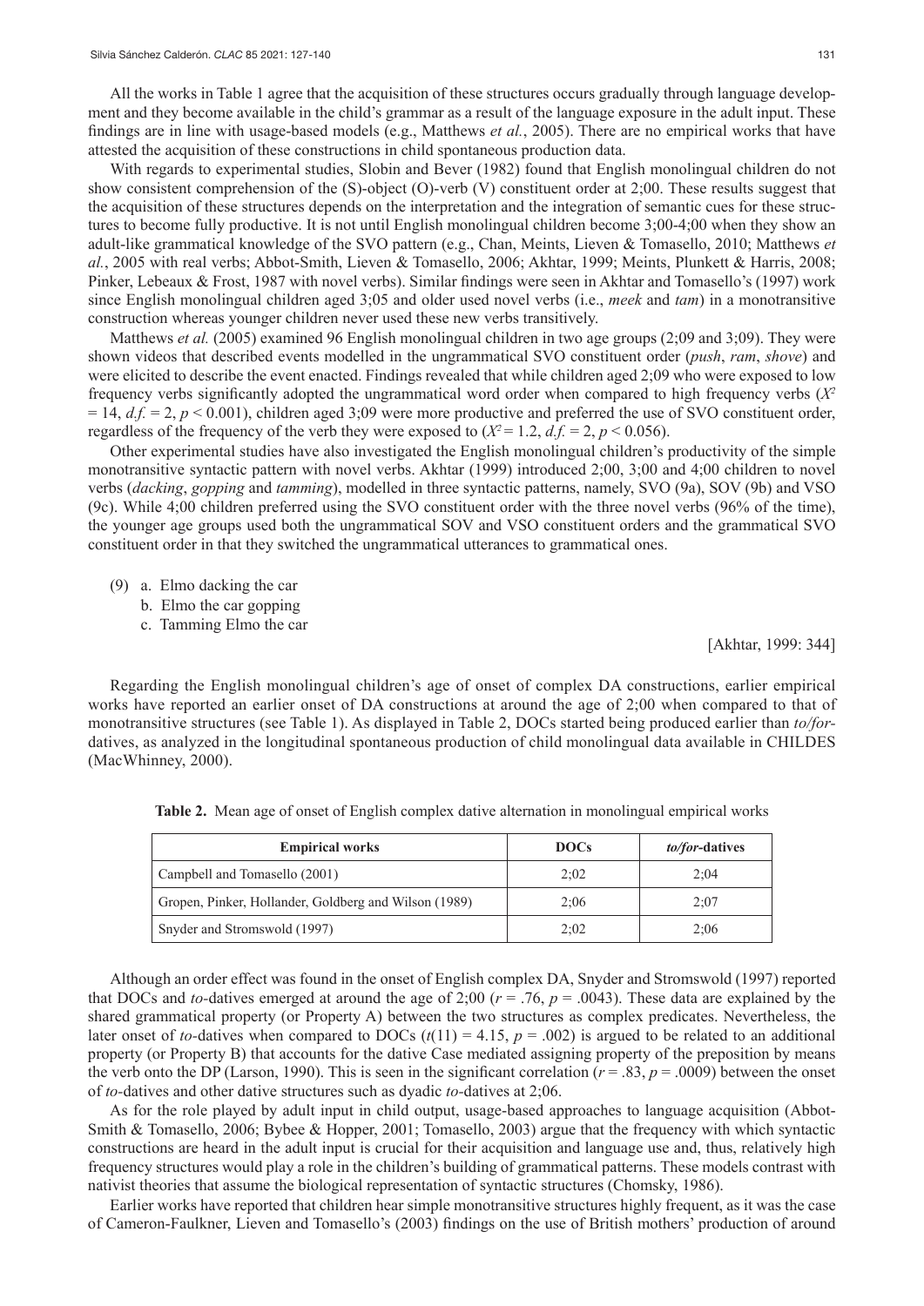All the works in Table 1 agree that the acquisition of these structures occurs gradually through language development and they become available in the child's grammar as a result of the language exposure in the adult input. These findings are in line with usage-based models (e.g., Matthews *et al.*, 2005). There are no empirical works that have attested the acquisition of these constructions in child spontaneous production data.

With regards to experimental studies, Slobin and Bever (1982) found that English monolingual children do not show consistent comprehension of the (S)-object (O)-verb (V) constituent order at 2;00. These results suggest that the acquisition of these structures depends on the interpretation and the integration of semantic cues for these structures to become fully productive. It is not until English monolingual children become 3;00-4;00 when they show an adult-like grammatical knowledge of the SVO pattern (e.g., Chan, Meints, Lieven & Tomasello, 2010; Matthews *et al.*, 2005 with real verbs; Abbot-Smith, Lieven & Tomasello, 2006; Akhtar, 1999; Meints, Plunkett & Harris, 2008; Pinker, Lebeaux & Frost, 1987 with novel verbs). Similar findings were seen in Akhtar and Tomasello's (1997) work since English monolingual children aged 3;05 and older used novel verbs (i.e., *meek* and *tam*) in a monotransitive construction whereas younger children never used these new verbs transitively.

Matthews *et al.* (2005) examined 96 English monolingual children in two age groups (2;09 and 3;09). They were shown videos that described events modelled in the ungrammatical SVO constituent order (*push*, *ram*, *shove*) and were elicited to describe the event enacted. Findings revealed that while children aged 2;09 who were exposed to low frequency verbs significantly adopted the ungrammatical word order when compared to high frequency verbs ($X^2 = 14$, $d.f. = 2$, $p < 0.001$), children aged 3;09 were more productive and preferred the use of SVO constituent order, regardless of the frequency of the verb they were exposed to ($X^2 = 1.2$, $d.f. = 2$, $p < 0.056$).

Other experimental studies have also investigated the English monolingual children's productivity of the simple monotransitive syntactic pattern with novel verbs. Akhtar (1999) introduced 2;00, 3;00 and 4;00 children to novel verbs (*dacking*, *gopping* and *tamming*), modelled in three syntactic patterns, namely, SVO (9a), SOV (9b) and VSO (9c). While 4;00 children preferred using the SVO constituent order with the three novel verbs (96% of the time), the younger age groups used both the ungrammatical SOV and VSO constituent orders and the grammatical SVO constituent order in that they switched the ungrammatical utterances to grammatical ones.

(9) a. Elmo dacking the car
 b. Elmo the car gopping
 c. Tamming Elmo the car

[Akhtar, 1999: 344]

Regarding the English monolingual children's age of onset of complex DA constructions, earlier empirical works have reported an earlier onset of DA constructions at around the age of 2;00 when compared to that of monotransitive structures (see Table 1). As displayed in Table 2, DOCs started being produced earlier than *to/for*-datives, as analyzed in the longitudinal spontaneous production of child monolingual data available in CHILDES (MacWhinney, 2000).

**Table 2.** Mean age of onset of English complex dative alternation in monolingual empirical works

| Empirical works | DOCs | *to/for*-datives |
|---|---|---|
| Campbell and Tomasello (2001) | 2;02 | 2;04 |
| Gropen, Pinker, Hollander, Goldberg and Wilson (1989) | 2;06 | 2;07 |
| Snyder and Stromswold (1997) | 2;02 | 2;06 |

Although an order effect was found in the onset of English complex DA, Snyder and Stromswold (1997) reported that DOCs and *to*-datives emerged at around the age of 2;00 ($r = .76$, $p = .0043$). These data are explained by the shared grammatical property (or Property A) between the two structures as complex predicates. Nevertheless, the later onset of *to*-datives when compared to DOCs ($t(11) = 4.15$, $p = .002$) is argued to be related to an additional property (or Property B) that accounts for the dative Case mediated assigning property of the preposition by means the verb onto the DP (Larson, 1990). This is seen in the significant correlation ($r = .83$, $p = .0009$) between the onset of *to*-datives and other dative structures such as dyadic *to*-datives at 2;06.

As for the role played by adult input in child output, usage-based approaches to language acquisition (Abbot-Smith & Tomasello, 2006; Bybee & Hopper, 2001; Tomasello, 2003) argue that the frequency with which syntactic constructions are heard in the adult input is crucial for their acquisition and language use and, thus, relatively high frequency structures would play a role in the children's building of grammatical patterns. These models contrast with nativist theories that assume the biological representation of syntactic structures (Chomsky, 1986).

Earlier works have reported that children hear simple monotransitive structures highly frequent, as it was the case of Cameron-Faulkner, Lieven and Tomasello's (2003) findings on the use of British mothers' production of around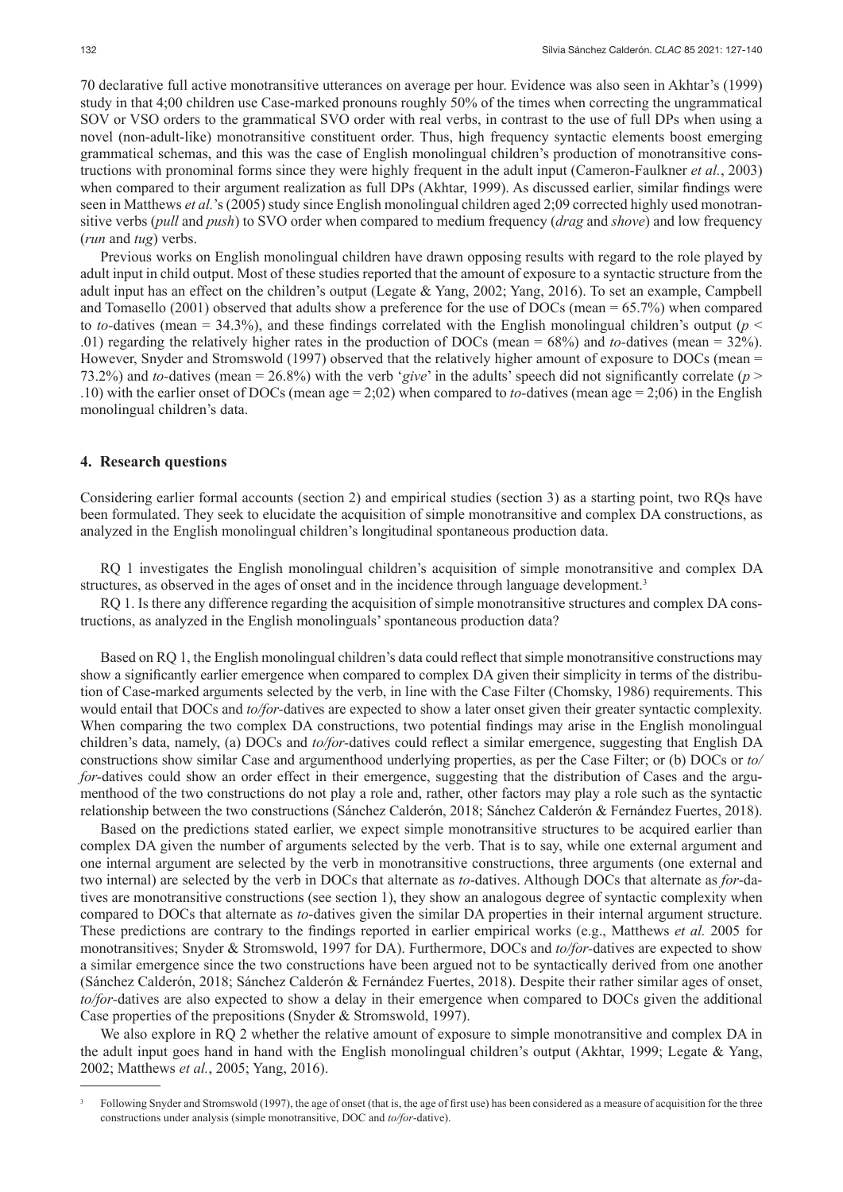70 declarative full active monotransitive utterances on average per hour. Evidence was also seen in Akhtar's (1999) study in that 4;00 children use Case-marked pronouns roughly 50% of the times when correcting the ungrammatical SOV or VSO orders to the grammatical SVO order with real verbs, in contrast to the use of full DPs when using a novel (non-adult-like) monotransitive constituent order. Thus, high frequency syntactic elements boost emerging grammatical schemas, and this was the case of English monolingual children's production of monotransitive constructions with pronominal forms since they were highly frequent in the adult input (Cameron-Faulkner *et al.*, 2003) when compared to their argument realization as full DPs (Akhtar, 1999). As discussed earlier, similar findings were seen in Matthews *et al.*'s (2005) study since English monolingual children aged 2;09 corrected highly used monotransitive verbs (*pull* and *push*) to SVO order when compared to medium frequency (*drag* and *shove*) and low frequency (*run* and *tug*) verbs.

Previous works on English monolingual children have drawn opposing results with regard to the role played by adult input in child output. Most of these studies reported that the amount of exposure to a syntactic structure from the adult input has an effect on the children's output (Legate & Yang, 2002; Yang, 2016). To set an example, Campbell and Tomasello (2001) observed that adults show a preference for the use of DOCs (mean = 65.7%) when compared to *to*-datives (mean = 34.3%), and these findings correlated with the English monolingual children's output ($p <$ .01) regarding the relatively higher rates in the production of DOCs (mean = 68%) and *to*-datives (mean = 32%). However, Snyder and Stromswold (1997) observed that the relatively higher amount of exposure to DOCs (mean = 73.2%) and *to*-datives (mean = 26.8%) with the verb '*give*' in the adults' speech did not significantly correlate ($p >$ .10) with the earlier onset of DOCs (mean age = 2;02) when compared to *to*-datives (mean age = 2;06) in the English monolingual children's data.

## 4. Research questions

Considering earlier formal accounts (section 2) and empirical studies (section 3) as a starting point, two RQs have been formulated. They seek to elucidate the acquisition of simple monotransitive and complex DA constructions, as analyzed in the English monolingual children's longitudinal spontaneous production data.

RQ 1 investigates the English monolingual children's acquisition of simple monotransitive and complex DA structures, as observed in the ages of onset and in the incidence through language development.[3]

RQ 1. Is there any difference regarding the acquisition of simple monotransitive structures and complex DA constructions, as analyzed in the English monolinguals' spontaneous production data?

Based on RQ 1, the English monolingual children's data could reflect that simple monotransitive constructions may show a significantly earlier emergence when compared to complex DA given their simplicity in terms of the distribution of Case-marked arguments selected by the verb, in line with the Case Filter (Chomsky, 1986) requirements. This would entail that DOCs and *to/for*-datives are expected to show a later onset given their greater syntactic complexity. When comparing the two complex DA constructions, two potential findings may arise in the English monolingual children's data, namely, (a) DOCs and *to/for*-datives could reflect a similar emergence, suggesting that English DA constructions show similar Case and argumenthood underlying properties, as per the Case Filter; or (b) DOCs or *to/for*-datives could show an order effect in their emergence, suggesting that the distribution of Cases and the argumenthood of the two constructions do not play a role and, rather, other factors may play a role such as the syntactic relationship between the two constructions (Sánchez Calderón, 2018; Sánchez Calderón & Fernández Fuertes, 2018).

Based on the predictions stated earlier, we expect simple monotransitive structures to be acquired earlier than complex DA given the number of arguments selected by the verb. That is to say, while one external argument and one internal argument are selected by the verb in monotransitive constructions, three arguments (one external and two internal) are selected by the verb in DOCs that alternate as *to*-datives. Although DOCs that alternate as *for*-datives are monotransitive constructions (see section 1), they show an analogous degree of syntactic complexity when compared to DOCs that alternate as *to*-datives given the similar DA properties in their internal argument structure. These predictions are contrary to the findings reported in earlier empirical works (e.g., Matthews *et al.* 2005 for monotransitives; Snyder & Stromswold, 1997 for DA). Furthermore, DOCs and *to/for*-datives are expected to show a similar emergence since the two constructions have been argued not to be syntactically derived from one another (Sánchez Calderón, 2018; Sánchez Calderón & Fernández Fuertes, 2018). Despite their rather similar ages of onset, *to/for*-datives are also expected to show a delay in their emergence when compared to DOCs given the additional Case properties of the prepositions (Snyder & Stromswold, 1997).

We also explore in RQ 2 whether the relative amount of exposure to simple monotransitive and complex DA in the adult input goes hand in hand with the English monolingual children's output (Akhtar, 1999; Legate & Yang, 2002; Matthews *et al.*, 2005; Yang, 2016).

[3] Following Snyder and Stromswold (1997), the age of onset (that is, the age of first use) has been considered as a measure of acquisition for the three constructions under analysis (simple monotransitive, DOC and *to/for*-dative).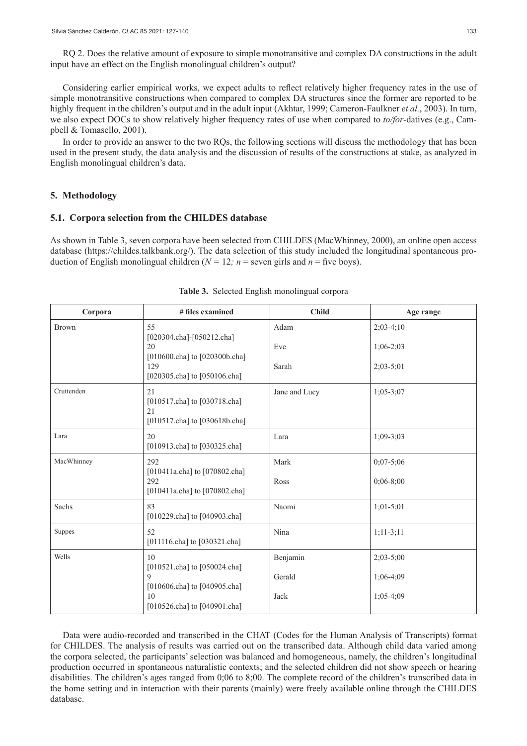RQ 2. Does the relative amount of exposure to simple monotransitive and complex DA constructions in the adult input have an effect on the English monolingual children's output?

Considering earlier empirical works, we expect adults to reflect relatively higher frequency rates in the use of simple monotransitive constructions when compared to complex DA structures since the former are reported to be highly frequent in the children's output and in the adult input (Akhtar, 1999; Cameron-Faulkner *et al.*, 2003). In turn, we also expect DOCs to show relatively higher frequency rates of use when compared to *to/for*-datives (e.g., Campbell & Tomasello, 2001).

In order to provide an answer to the two RQs, the following sections will discuss the methodology that has been used in the present study, the data analysis and the discussion of results of the constructions at stake, as analyzed in English monolingual children's data.

## 5. Methodology

### 5.1. Corpora selection from the CHILDES database

As shown in Table 3, seven corpora have been selected from CHILDES (MacWhinney, 2000), an online open access database (https://childes.talkbank.org/). The data selection of this study included the longitudinal spontaneous production of English monolingual children ($N = 12$; $n$ = seven girls and $n$ = five boys).

**Table 3.** Selected English monolingual corpora

| Corpora | # files examined | Child | Age range |
|---|---|---|---|
| Brown | 55 [020304.cha]-[050212.cha] | Adam | 2;03-4;10 |
| | 20 [010600.cha] to [020300b.cha] | Eve | 1;06-2;03 |
| | 129 [020305.cha] to [050106.cha] | Sarah | 2;03-5;01 |
| Cruttenden | 21 [010517.cha] to [030718.cha] 21 [010517.cha] to [030618b.cha] | Jane and Lucy | 1;05-3;07 |
| Lara | 20 [010913.cha] to [030325.cha] | Lara | 1;09-3;03 |
| MacWhinney | 292 [010411a.cha] to [070802.cha] | Mark | 0;07-5;06 |
| | 292 [010411a.cha] to [070802.cha] | Ross | 0;06-8;00 |
| Sachs | 83 [010229.cha] to [040903.cha] | Naomi | 1;01-5;01 |
| Suppes | 52 [011116.cha] to [030321.cha] | Nina | 1;11-3;11 |
| Wells | 10 [010521.cha] to [050024.cha] | Benjamin | 2;03-5;00 |
| | 9 [010606.cha] to [040905.cha] | Gerald | 1;06-4;09 |
| | 10 [010526.cha] to [040901.cha] | Jack | 1;05-4;09 |

Data were audio-recorded and transcribed in the CHAT (Codes for the Human Analysis of Transcripts) format for CHILDES. The analysis of results was carried out on the transcribed data. Although child data varied among the corpora selected, the participants' selection was balanced and homogeneous, namely, the children's longitudinal production occurred in spontaneous naturalistic contexts; and the selected children did not show speech or hearing disabilities. The children's ages ranged from 0;06 to 8;00. The complete record of the children's transcribed data in the home setting and in interaction with their parents (mainly) were freely available online through the CHILDES database.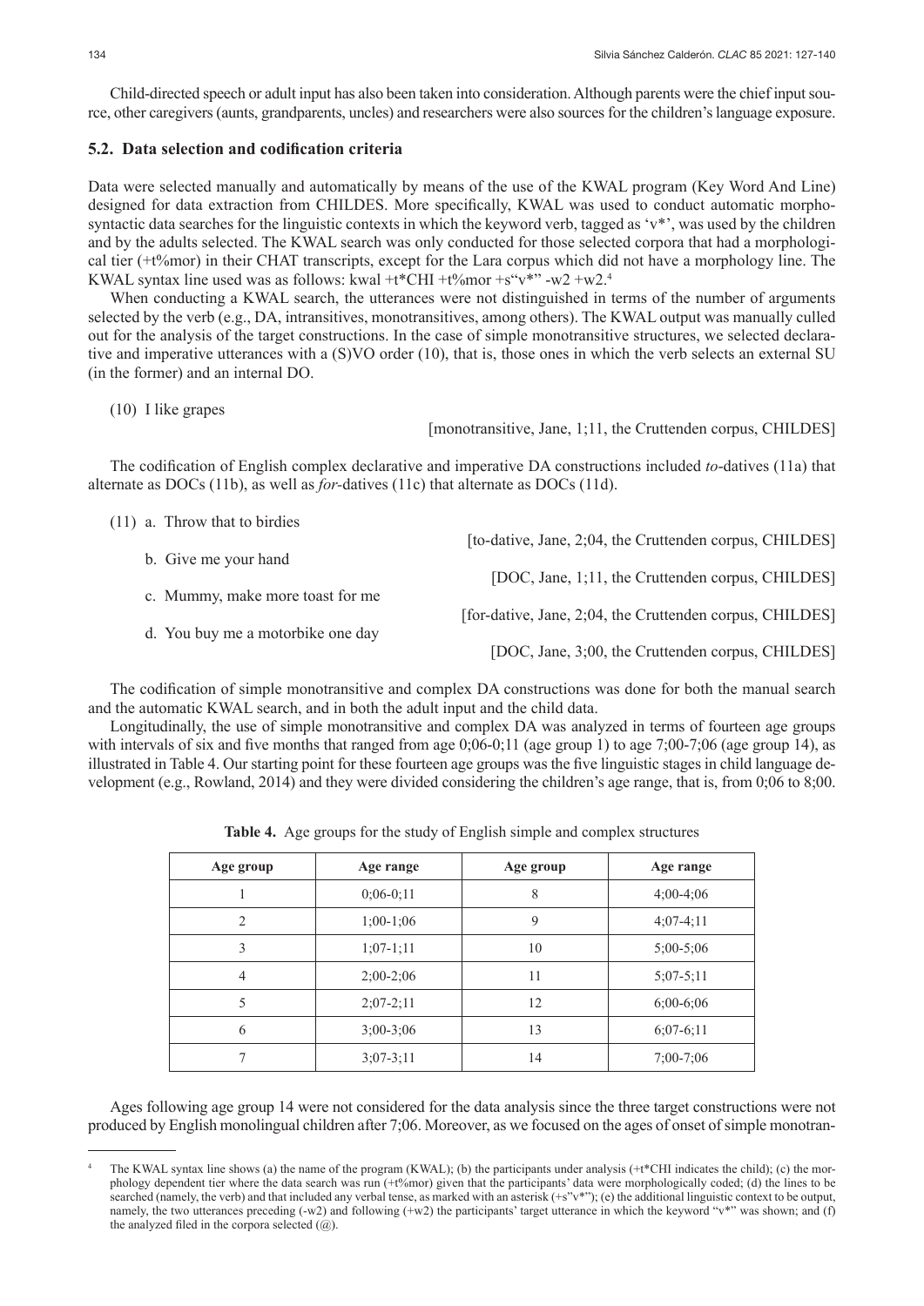Child-directed speech or adult input has also been taken into consideration. Although parents were the chief input source, other caregivers (aunts, grandparents, uncles) and researchers were also sources for the children's language exposure.

### 5.2. Data selection and codification criteria

Data were selected manually and automatically by means of the use of the KWAL program (Key Word And Line) designed for data extraction from CHILDES. More specifically, KWAL was used to conduct automatic morphosyntactic data searches for the linguistic contexts in which the keyword verb, tagged as 'v*', was used by the children and by the adults selected. The KWAL search was only conducted for those selected corpora that had a morphological tier (+t%mor) in their CHAT transcripts, except for the Lara corpus which did not have a morphology line. The KWAL syntax line used was as follows: kwal +t*CHI +t%mor +s"v*" -w2 +w2.[4]

When conducting a KWAL search, the utterances were not distinguished in terms of the number of arguments selected by the verb (e.g., DA, intransitives, monotransitives, among others). The KWAL output was manually culled out for the analysis of the target constructions. In the case of simple monotransitive structures, we selected declarative and imperative utterances with a (S)VO order (10), that is, those ones in which the verb selects an external SU (in the former) and an internal DO.

(10) I like grapes
[monotransitive, Jane, 1;11, the Cruttenden corpus, CHILDES]

The codification of English complex declarative and imperative DA constructions included *to*-datives (11a) that alternate as DOCs (11b), as well as *for*-datives (11c) that alternate as DOCs (11d).

(11) a. Throw that to birdies
[to-dative, Jane, 2;04, the Cruttenden corpus, CHILDES]

b. Give me your hand
[DOC, Jane, 1;11, the Cruttenden corpus, CHILDES]

c. Mummy, make more toast for me
[for-dative, Jane, 2;04, the Cruttenden corpus, CHILDES]

d. You buy me a motorbike one day
[DOC, Jane, 3;00, the Cruttenden corpus, CHILDES]

The codification of simple monotransitive and complex DA constructions was done for both the manual search and the automatic KWAL search, and in both the adult input and the child data.

Longitudinally, the use of simple monotransitive and complex DA was analyzed in terms of fourteen age groups with intervals of six and five months that ranged from age 0;06-0;11 (age group 1) to age 7;00-7;06 (age group 14), as illustrated in Table 4. Our starting point for these fourteen age groups was the five linguistic stages in child language development (e.g., Rowland, 2014) and they were divided considering the children's age range, that is, from 0;06 to 8;00.

**Table 4.** Age groups for the study of English simple and complex structures

| Age group | Age range | Age group | Age range |
|---|---|---|---|
| 1 | 0;06-0;11 | 8 | 4;00-4;06 |
| 2 | 1;00-1;06 | 9 | 4;07-4;11 |
| 3 | 1;07-1;11 | 10 | 5;00-5;06 |
| 4 | 2;00-2;06 | 11 | 5;07-5;11 |
| 5 | 2;07-2;11 | 12 | 6;00-6;06 |
| 6 | 3;00-3;06 | 13 | 6;07-6;11 |
| 7 | 3;07-3;11 | 14 | 7;00-7;06 |

Ages following age group 14 were not considered for the data analysis since the three target constructions were not produced by English monolingual children after 7;06. Moreover, as we focused on the ages of onset of simple monotran-

[4] The KWAL syntax line shows (a) the name of the program (KWAL); (b) the participants under analysis (+t*CHI indicates the child); (c) the morphology dependent tier where the data search was run (+t%mor) given that the participants' data were morphologically coded; (d) the lines to be searched (namely, the verb) and that included any verbal tense, as marked with an asterisk (+s"v*"); (e) the additional linguistic context to be output, namely, the two utterances preceding (-w2) and following (+w2) the participants' target utterance in which the keyword "v*" was shown; and (f) the analyzed filed in the corpora selected (@).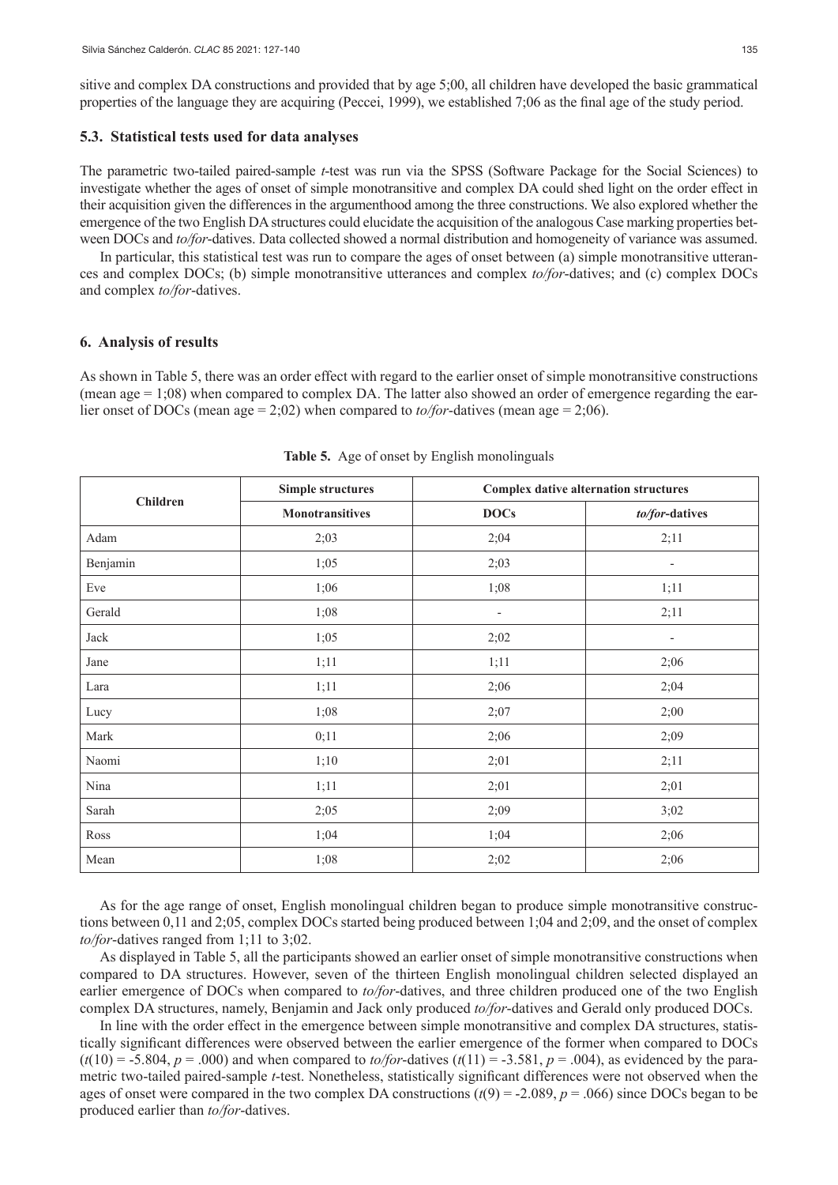sitive and complex DA constructions and provided that by age 5;00, all children have developed the basic grammatical properties of the language they are acquiring (Peccei, 1999), we established 7;06 as the final age of the study period.

### 5.3. Statistical tests used for data analyses

The parametric two-tailed paired-sample *t*-test was run via the SPSS (Software Package for the Social Sciences) to investigate whether the ages of onset of simple monotransitive and complex DA could shed light on the order effect in their acquisition given the differences in the argumenthood among the three constructions. We also explored whether the emergence of the two English DA structures could elucidate the acquisition of the analogous Case marking properties between DOCs and *to/for*-datives. Data collected showed a normal distribution and homogeneity of variance was assumed.

In particular, this statistical test was run to compare the ages of onset between (a) simple monotransitive utterances and complex DOCs; (b) simple monotransitive utterances and complex *to/for*-datives; and (c) complex DOCs and complex *to/for*-datives.

## 6. Analysis of results

As shown in Table 5, there was an order effect with regard to the earlier onset of simple monotransitive constructions (mean age = 1;08) when compared to complex DA. The latter also showed an order of emergence regarding the earlier onset of DOCs (mean age = 2;02) when compared to *to/for*-datives (mean age = 2;06).

**Table 5.** Age of onset by English monolinguals

| Children | Simple structures | Complex dative alternation structures | |
|---|---|---|---|
| | **Monotransitives** | **DOCs** | ***to/for*-datives** |
| Adam | 2;03 | 2;04 | 2;11 |
| Benjamin | 1;05 | 2;03 | - |
| Eve | 1;06 | 1;08 | 1;11 |
| Gerald | 1;08 | - | 2;11 |
| Jack | 1;05 | 2;02 | - |
| Jane | 1;11 | 1;11 | 2;06 |
| Lara | 1;11 | 2;06 | 2;04 |
| Lucy | 1;08 | 2;07 | 2;00 |
| Mark | 0;11 | 2;06 | 2;09 |
| Naomi | 1;10 | 2;01 | 2;11 |
| Nina | 1;11 | 2;01 | 2;01 |
| Sarah | 2;05 | 2;09 | 3;02 |
| Ross | 1;04 | 1;04 | 2;06 |
| Mean | 1;08 | 2;02 | 2;06 |

As for the age range of onset, English monolingual children began to produce simple monotransitive constructions between 0,11 and 2;05, complex DOCs started being produced between 1;04 and 2;09, and the onset of complex *to/for*-datives ranged from 1;11 to 3;02.

As displayed in Table 5, all the participants showed an earlier onset of simple monotransitive constructions when compared to DA structures. However, seven of the thirteen English monolingual children selected displayed an earlier emergence of DOCs when compared to *to/for*-datives, and three children produced one of the two English complex DA structures, namely, Benjamin and Jack only produced *to/for*-datives and Gerald only produced DOCs.

In line with the order effect in the emergence between simple monotransitive and complex DA structures, statistically significant differences were observed between the earlier emergence of the former when compared to DOCs ($t(10) = -5.804$, $p = .000$) and when compared to *to/for*-datives ($t(11) = -3.581$, $p = .004$), as evidenced by the parametric two-tailed paired-sample *t*-test. Nonetheless, statistically significant differences were not observed when the ages of onset were compared in the two complex DA constructions ($t(9) = -2.089$, $p = .066$) since DOCs began to be produced earlier than *to/for*-datives.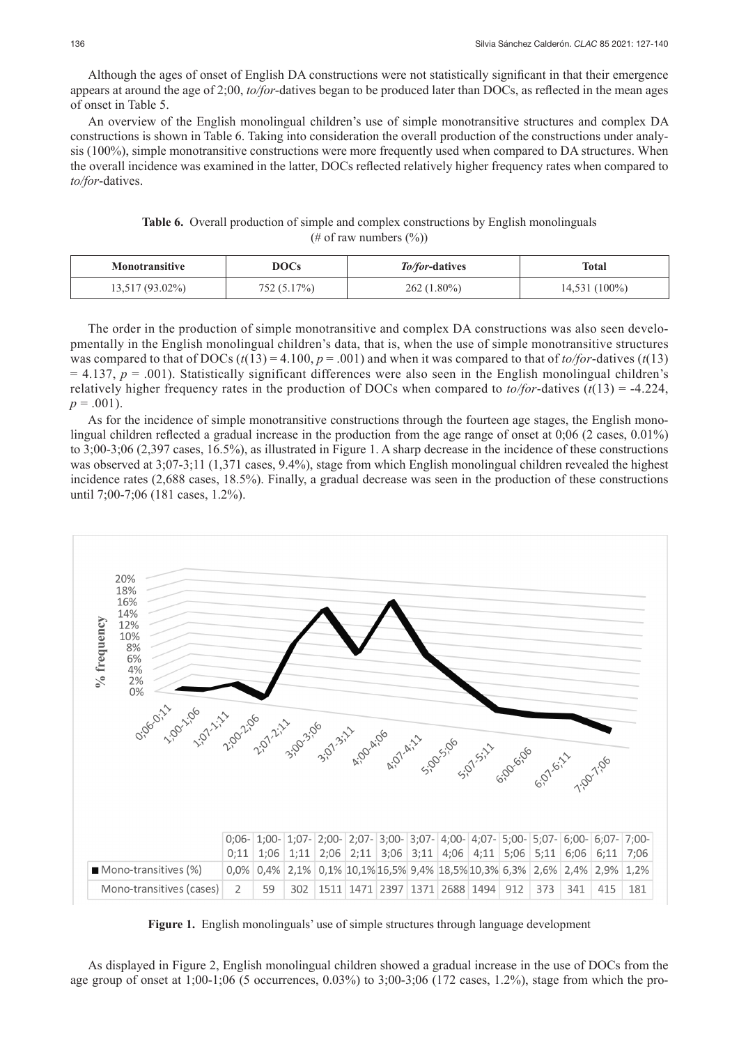Although the ages of onset of English DA constructions were not statistically significant in that their emergence appears at around the age of 2;00, *to/for*-datives began to be produced later than DOCs, as reflected in the mean ages of onset in Table 5.

An overview of the English monolingual children's use of simple monotransitive structures and complex DA constructions is shown in Table 6. Taking into consideration the overall production of the constructions under analysis (100%), simple monotransitive constructions were more frequently used when compared to DA structures. When the overall incidence was examined in the latter, DOCs reflected relatively higher frequency rates when compared to *to/for*-datives.

**Table 6.** Overall production of simple and complex constructions by English monolinguals (# of raw numbers (%))

| Monotransitive | DOCs | *To/for*-datives | Total |
|---|---|---|---|
| 13,517 (93.02%) | 752 (5.17%) | 262 (1.80%) | 14,531 (100%) |

The order in the production of simple monotransitive and complex DA constructions was also seen developmentally in the English monolingual children's data, that is, when the use of simple monotransitive structures was compared to that of DOCs ($t(13) = 4.100$, $p = .001$) and when it was compared to that of *to/for*-datives ($t(13) = 4.137$, $p = .001$). Statistically significant differences were also seen in the English monolingual children's relatively higher frequency rates in the production of DOCs when compared to *to/for*-datives ($t(13) = -4.224$, $p = .001$).

As for the incidence of simple monotransitive constructions through the fourteen age stages, the English monolingual children reflected a gradual increase in the production from the age range of onset at 0;06 (2 cases, 0.01%) to 3;00-3;06 (2,397 cases, 16.5%), as illustrated in Figure 1. A sharp decrease in the incidence of these constructions was observed at 3;07-3;11 (1,371 cases, 9.4%), stage from which English monolingual children revealed the highest incidence rates (2,688 cases, 18.5%). Finally, a gradual decrease was seen in the production of these constructions until 7;00-7;06 (181 cases, 1.2%).

| | 0;06-0;11 | 1;00-1;06 | 1;07-1;11 | 2;00-2;06 | 2;07-2;11 | 3;00-3;06 | 3;07-3;11 | 4;00-4;06 | 4;07-4;11 | 5;00-5;06 | 5;07-5;11 | 6;00-6;06 | 6;07-6;11 | 7;00-7;06 |
|---|---|---|---|---|---|---|---|---|---|---|---|---|---|---|
| Mono-transitives (%) | 0,0% | 0,4% | 2,1% | 0,1% | 10,1% | 16,5% | 9,4% | 18,5% | 10,3% | 6,3% | 2,6% | 2,4% | 2,9% | 1,2% |
| Mono-transitives (cases) | 2 | 59 | 302 | 1511 | 1471 | 2397 | 1371 | 2688 | 1494 | 912 | 373 | 341 | 415 | 181 |

**Figure 1.** English monolinguals' use of simple structures through language development

As displayed in Figure 2, English monolingual children showed a gradual increase in the use of DOCs from the age group of onset at 1;00-1;06 (5 occurrences, 0.03%) to 3;00-3;06 (172 cases, 1.2%), stage from which the pro-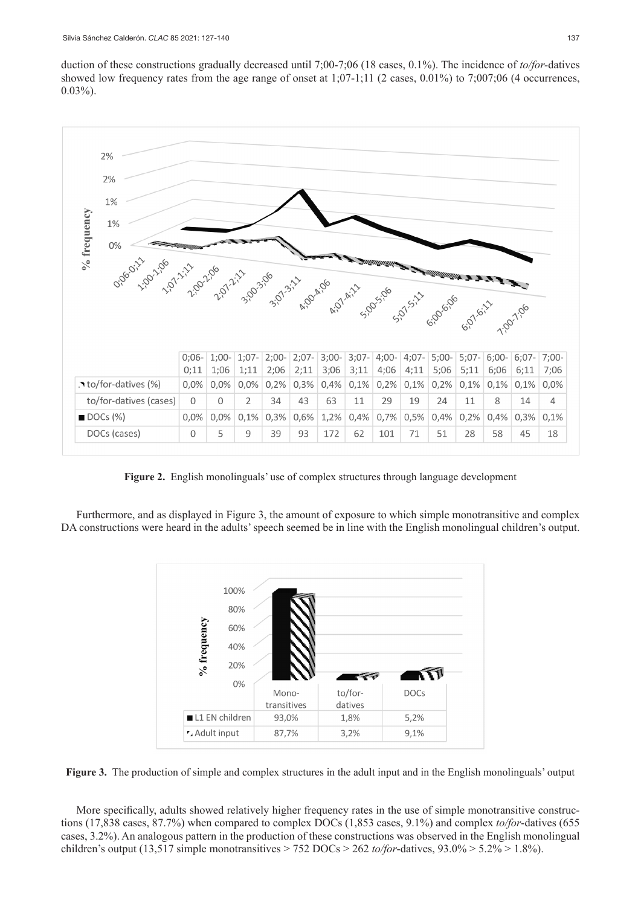duction of these constructions gradually decreased until 7;00-7;06 (18 cases, 0.1%). The incidence of *to/for*-datives showed low frequency rates from the age range of onset at 1;07-1;11 (2 cases, 0.01%) to 7;007;06 (4 occurrences, 0.03%).

| | 0;06-0;11 | 1;00-1;06 | 1;07-1;11 | 2;00-2;06 | 2;07-2;11 | 3;00-3;06 | 3;07-3;11 | 4;00-4;06 | 4;07-4;11 | 5;00-5;06 | 5;07-5;11 | 6;00-6;06 | 6;07-6;11 | 7;00-7;06 |
|---|---|---|---|---|---|---|---|---|---|---|---|---|---|---|
| to/for-datives (%) | 0,0% | 0,0% | 0,0% | 0,2% | 0,3% | 0,4% | 0,1% | 0,2% | 0,1% | 0,2% | 0,1% | 0,1% | 0,1% | 0,0% |
| to/for-datives (cases) | 0 | 0 | 2 | 34 | 43 | 63 | 11 | 29 | 19 | 24 | 11 | 8 | 14 | 4 |
| DOCs (%) | 0,0% | 0,0% | 0,1% | 0,3% | 0,6% | 1,2% | 0,4% | 0,7% | 0,5% | 0,4% | 0,2% | 0,4% | 0,3% | 0,1% |
| DOCs (cases) | 0 | 5 | 9 | 39 | 93 | 172 | 62 | 101 | 71 | 51 | 28 | 58 | 45 | 18 |

**Figure 2.** English monolinguals' use of complex structures through language development

Furthermore, and as displayed in Figure 3, the amount of exposure to which simple monotransitive and complex DA constructions were heard in the adults' speech seemed be in line with the English monolingual children's output.

| | Mono-transitives | to/for-datives | DOCs |
|---|---|---|---|
| L1 EN children | 93,0% | 1,8% | 5,2% |
| Adult input | 87,7% | 3,2% | 9,1% |

**Figure 3.** The production of simple and complex structures in the adult input and in the English monolinguals' output

More specifically, adults showed relatively higher frequency rates in the use of simple monotransitive constructions (17,838 cases, 87.7%) when compared to complex DOCs (1,853 cases, 9.1%) and complex *to/for*-datives (655 cases, 3.2%). An analogous pattern in the production of these constructions was observed in the English monolingual children's output (13,517 simple monotransitives > 752 DOCs > 262 *to/for*-datives, 93.0% > 5.2% > 1.8%).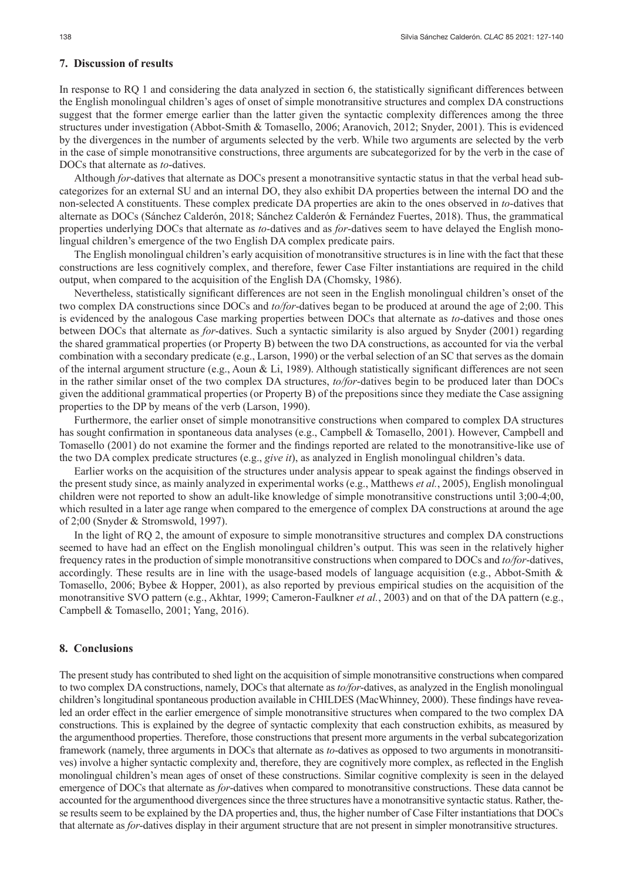## 7. Discussion of results

In response to RQ 1 and considering the data analyzed in section 6, the statistically significant differences between the English monolingual children's ages of onset of simple monotransitive structures and complex DA constructions suggest that the former emerge earlier than the latter given the syntactic complexity differences among the three structures under investigation (Abbot-Smith & Tomasello, 2006; Aranovich, 2012; Snyder, 2001). This is evidenced by the divergences in the number of arguments selected by the verb. While two arguments are selected by the verb in the case of simple monotransitive constructions, three arguments are subcategorized for by the verb in the case of DOCs that alternate as *to*-datives.

Although *for*-datives that alternate as DOCs present a monotransitive syntactic status in that the verbal head subcategorizes for an external SU and an internal DO, they also exhibit DA properties between the internal DO and the non-selected A constituents. These complex predicate DA properties are akin to the ones observed in *to*-datives that alternate as DOCs (Sánchez Calderón, 2018; Sánchez Calderón & Fernández Fuertes, 2018). Thus, the grammatical properties underlying DOCs that alternate as *to*-datives and as *for*-datives seem to have delayed the English monolingual children's emergence of the two English DA complex predicate pairs.

The English monolingual children's early acquisition of monotransitive structures is in line with the fact that these constructions are less cognitively complex, and therefore, fewer Case Filter instantiations are required in the child output, when compared to the acquisition of the English DA (Chomsky, 1986).

Nevertheless, statistically significant differences are not seen in the English monolingual children's onset of the two complex DA constructions since DOCs and *to/for*-datives began to be produced at around the age of 2;00. This is evidenced by the analogous Case marking properties between DOCs that alternate as *to*-datives and those ones between DOCs that alternate as *for*-datives. Such a syntactic similarity is also argued by Snyder (2001) regarding the shared grammatical properties (or Property B) between the two DA constructions, as accounted for via the verbal combination with a secondary predicate (e.g., Larson, 1990) or the verbal selection of an SC that serves as the domain of the internal argument structure (e.g., Aoun & Li, 1989). Although statistically significant differences are not seen in the rather similar onset of the two complex DA structures, *to/for*-datives begin to be produced later than DOCs given the additional grammatical properties (or Property B) of the prepositions since they mediate the Case assigning properties to the DP by means of the verb (Larson, 1990).

Furthermore, the earlier onset of simple monotransitive constructions when compared to complex DA structures has sought confirmation in spontaneous data analyses (e.g., Campbell & Tomasello, 2001). However, Campbell and Tomasello (2001) do not examine the former and the findings reported are related to the monotransitive-like use of the two DA complex predicate structures (e.g., *give it*), as analyzed in English monolingual children's data.

Earlier works on the acquisition of the structures under analysis appear to speak against the findings observed in the present study since, as mainly analyzed in experimental works (e.g., Matthews *et al.*, 2005), English monolingual children were not reported to show an adult-like knowledge of simple monotransitive constructions until 3;00-4;00, which resulted in a later age range when compared to the emergence of complex DA constructions at around the age of 2;00 (Snyder & Stromswold, 1997).

In the light of RQ 2, the amount of exposure to simple monotransitive structures and complex DA constructions seemed to have had an effect on the English monolingual children's output. This was seen in the relatively higher frequency rates in the production of simple monotransitive constructions when compared to DOCs and *to/for*-datives, accordingly. These results are in line with the usage-based models of language acquisition (e.g., Abbot-Smith & Tomasello, 2006; Bybee & Hopper, 2001), as also reported by previous empirical studies on the acquisition of the monotransitive SVO pattern (e.g., Akhtar, 1999; Cameron-Faulkner *et al.*, 2003) and on that of the DA pattern (e.g., Campbell & Tomasello, 2001; Yang, 2016).

## 8. Conclusions

The present study has contributed to shed light on the acquisition of simple monotransitive constructions when compared to two complex DA constructions, namely, DOCs that alternate as *to/for*-datives, as analyzed in the English monolingual children's longitudinal spontaneous production available in CHILDES (MacWhinney, 2000). These findings have revealed an order effect in the earlier emergence of simple monotransitive structures when compared to the two complex DA constructions. This is explained by the degree of syntactic complexity that each construction exhibits, as measured by the argumenthood properties. Therefore, those constructions that present more arguments in the verbal subcategorization framework (namely, three arguments in DOCs that alternate as *to*-datives as opposed to two arguments in monotransitives) involve a higher syntactic complexity and, therefore, they are cognitively more complex, as reflected in the English monolingual children's mean ages of onset of these constructions. Similar cognitive complexity is seen in the delayed emergence of DOCs that alternate as *for*-datives when compared to monotransitive constructions. These data cannot be accounted for the argumenthood divergences since the three structures have a monotransitive syntactic status. Rather, these results seem to be explained by the DA properties and, thus, the higher number of Case Filter instantiations that DOCs that alternate as *for*-datives display in their argument structure that are not present in simpler monotransitive structures.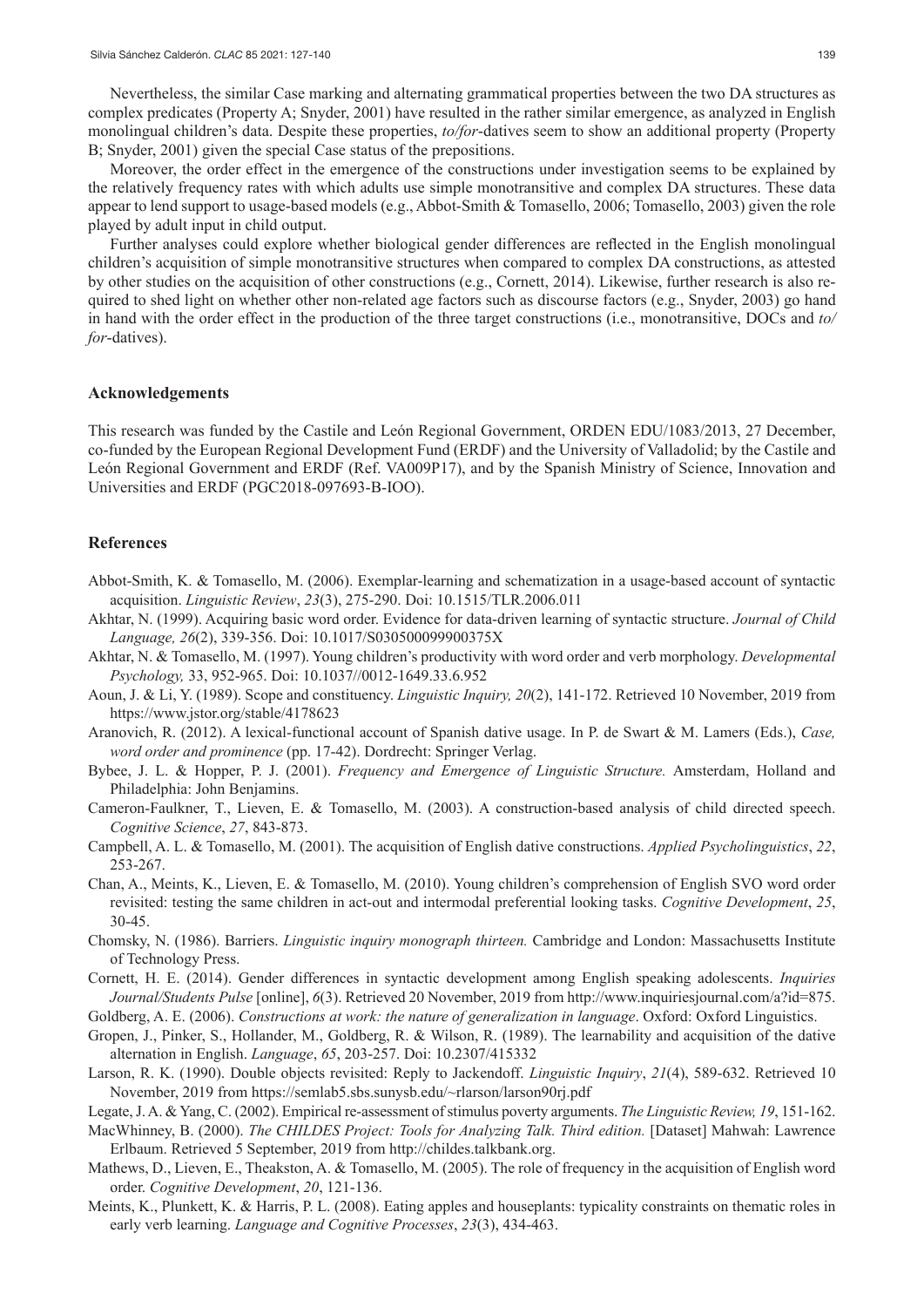Nevertheless, the similar Case marking and alternating grammatical properties between the two DA structures as complex predicates (Property A; Snyder, 2001) have resulted in the rather similar emergence, as analyzed in English monolingual children's data. Despite these properties, *to/for*-datives seem to show an additional property (Property B; Snyder, 2001) given the special Case status of the prepositions.

Moreover, the order effect in the emergence of the constructions under investigation seems to be explained by the relatively frequency rates with which adults use simple monotransitive and complex DA structures. These data appear to lend support to usage-based models (e.g., Abbot-Smith & Tomasello, 2006; Tomasello, 2003) given the role played by adult input in child output.

Further analyses could explore whether biological gender differences are reflected in the English monolingual children's acquisition of simple monotransitive structures when compared to complex DA constructions, as attested by other studies on the acquisition of other constructions (e.g., Cornett, 2014). Likewise, further research is also required to shed light on whether other non-related age factors such as discourse factors (e.g., Snyder, 2003) go hand in hand with the order effect in the production of the three target constructions (i.e., monotransitive, DOCs and *to/for*-datives).

## Acknowledgements

This research was funded by the Castile and León Regional Government, ORDEN EDU/1083/2013, 27 December, co-funded by the European Regional Development Fund (ERDF) and the University of Valladolid; by the Castile and León Regional Government and ERDF (Ref. VA009P17), and by the Spanish Ministry of Science, Innovation and Universities and ERDF (PGC2018-097693-B-IOO).

## References

Abbot-Smith, K. & Tomasello, M. (2006). Exemplar-learning and schematization in a usage-based account of syntactic acquisition. *Linguistic Review*, *23*(3), 275-290. Doi: 10.1515/TLR.2006.011

Akhtar, N. (1999). Acquiring basic word order. Evidence for data-driven learning of syntactic structure. *Journal of Child Language, 26*(2), 339-356. Doi: 10.1017/S030500099900375X

Akhtar, N. & Tomasello, M. (1997). Young children's productivity with word order and verb morphology. *Developmental Psychology,* 33, 952-965. Doi: 10.1037//0012-1649.33.6.952

Aoun, J. & Li, Y. (1989). Scope and constituency. *Linguistic Inquiry, 20*(2), 141-172. Retrieved 10 November, 2019 from https://www.jstor.org/stable/4178623

Aranovich, R. (2012). A lexical-functional account of Spanish dative usage. In P. de Swart & M. Lamers (Eds.), *Case, word order and prominence* (pp. 17-42). Dordrecht: Springer Verlag.

Bybee, J. L. & Hopper, P. J. (2001). *Frequency and Emergence of Linguistic Structure.* Amsterdam, Holland and Philadelphia: John Benjamins.

Cameron-Faulkner, T., Lieven, E. & Tomasello, M. (2003). A construction-based analysis of child directed speech. *Cognitive Science*, *27*, 843-873.

Campbell, A. L. & Tomasello, M. (2001). The acquisition of English dative constructions. *Applied Psycholinguistics*, *22*, 253-267.

Chan, A., Meints, K., Lieven, E. & Tomasello, M. (2010). Young children's comprehension of English SVO word order revisited: testing the same children in act-out and intermodal preferential looking tasks. *Cognitive Development*, *25*, 30-45.

Chomsky, N. (1986). Barriers. *Linguistic inquiry monograph thirteen.* Cambridge and London: Massachusetts Institute of Technology Press.

Cornett, H. E. (2014). Gender differences in syntactic development among English speaking adolescents. *Inquiries Journal/Students Pulse* [online], *6*(3). Retrieved 20 November, 2019 from http://www.inquiriesjournal.com/a?id=875.

Goldberg, A. E. (2006). *Constructions at work: the nature of generalization in language*. Oxford: Oxford Linguistics.

Gropen, J., Pinker, S., Hollander, M., Goldberg, R. & Wilson, R. (1989). The learnability and acquisition of the dative alternation in English. *Language*, *65*, 203-257. Doi: 10.2307/415332

Larson, R. K. (1990). Double objects revisited: Reply to Jackendoff. *Linguistic Inquiry*, *21*(4), 589-632. Retrieved 10 November, 2019 from https://semlab5.sbs.sunysb.edu/~rlarson/larson90rj.pdf

Legate, J. A. & Yang, C. (2002). Empirical re-assessment of stimulus poverty arguments. *The Linguistic Review, 19*, 151-162.

MacWhinney, B. (2000). *The CHILDES Project: Tools for Analyzing Talk. Third edition.* [Dataset] Mahwah: Lawrence Erlbaum. Retrieved 5 September, 2019 from http://childes.talkbank.org.

Mathews, D., Lieven, E., Theakston, A. & Tomasello, M. (2005). The role of frequency in the acquisition of English word order. *Cognitive Development*, *20*, 121-136.

Meints, K., Plunkett, K. & Harris, P. L. (2008). Eating apples and houseplants: typicality constraints on thematic roles in early verb learning. *Language and Cognitive Processes*, *23*(3), 434-463.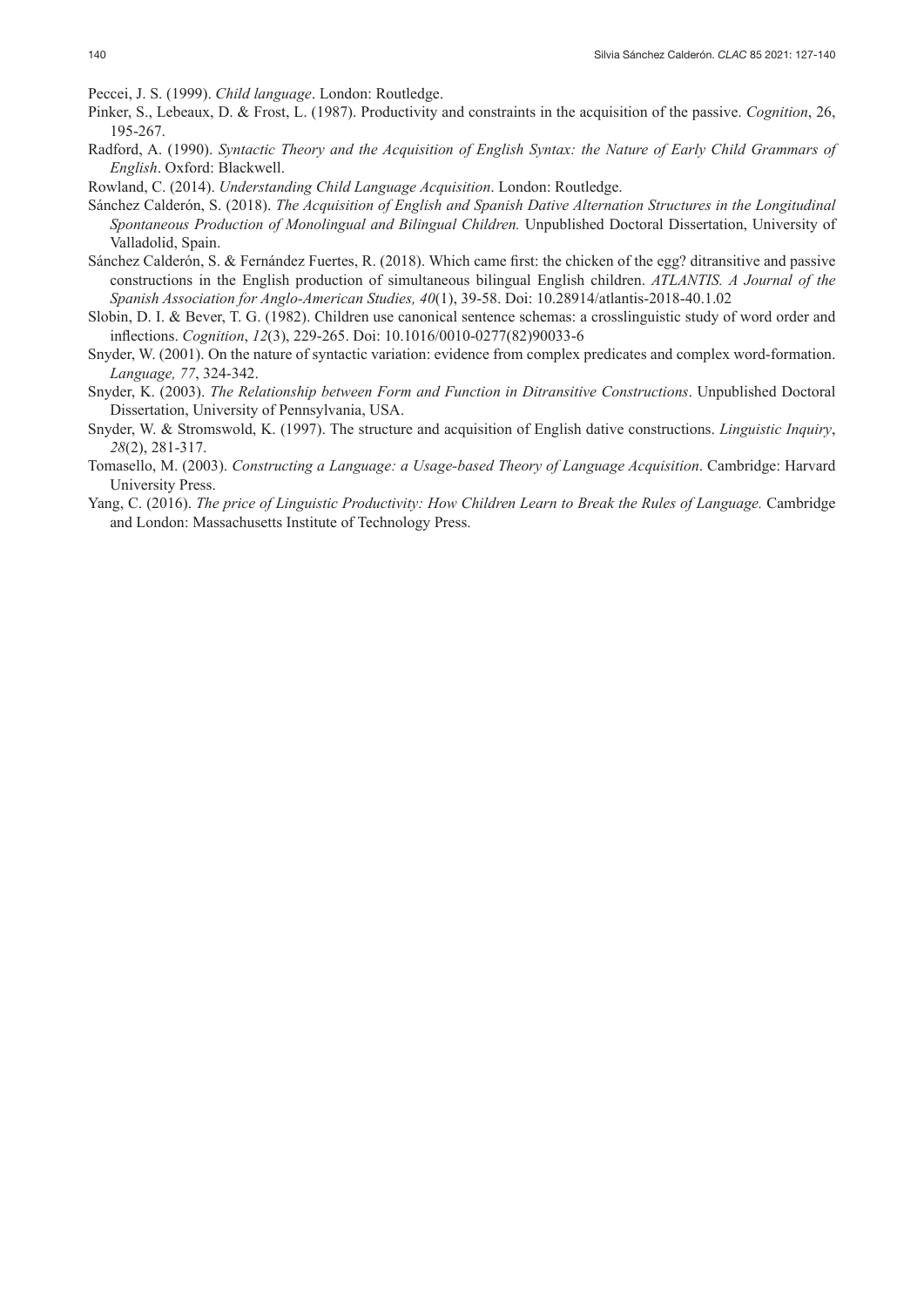Peccei, J. S. (1999). *Child language*. London: Routledge.

Pinker, S., Lebeaux, D. & Frost, L. (1987). Productivity and constraints in the acquisition of the passive. *Cognition*, 26, 195-267.

Radford, A. (1990). *Syntactic Theory and the Acquisition of English Syntax: the Nature of Early Child Grammars of English*. Oxford: Blackwell.

Rowland, C. (2014). *Understanding Child Language Acquisition*. London: Routledge.

Sánchez Calderón, S. (2018). *The Acquisition of English and Spanish Dative Alternation Structures in the Longitudinal Spontaneous Production of Monolingual and Bilingual Children.* Unpublished Doctoral Dissertation, University of Valladolid, Spain.

Sánchez Calderón, S. & Fernández Fuertes, R. (2018). Which came first: the chicken of the egg? ditransitive and passive constructions in the English production of simultaneous bilingual English children. *ATLANTIS. A Journal of the Spanish Association for Anglo-American Studies, 40*(1), 39-58. Doi: 10.28914/atlantis-2018-40.1.02

Slobin, D. I. & Bever, T. G. (1982). Children use canonical sentence schemas: a crosslinguistic study of word order and inflections. *Cognition*, *12*(3), 229-265. Doi: 10.1016/0010-0277(82)90033-6

Snyder, W. (2001). On the nature of syntactic variation: evidence from complex predicates and complex word-formation. *Language, 77*, 324-342.

Snyder, K. (2003). *The Relationship between Form and Function in Ditransitive Constructions*. Unpublished Doctoral Dissertation, University of Pennsylvania, USA.

Snyder, W. & Stromswold, K. (1997). The structure and acquisition of English dative constructions. *Linguistic Inquiry*, *28*(2), 281-317.

Tomasello, M. (2003). *Constructing a Language: a Usage-based Theory of Language Acquisition*. Cambridge: Harvard University Press.

Yang, C. (2016). *The price of Linguistic Productivity: How Children Learn to Break the Rules of Language.* Cambridge and London: Massachusetts Institute of Technology Press.